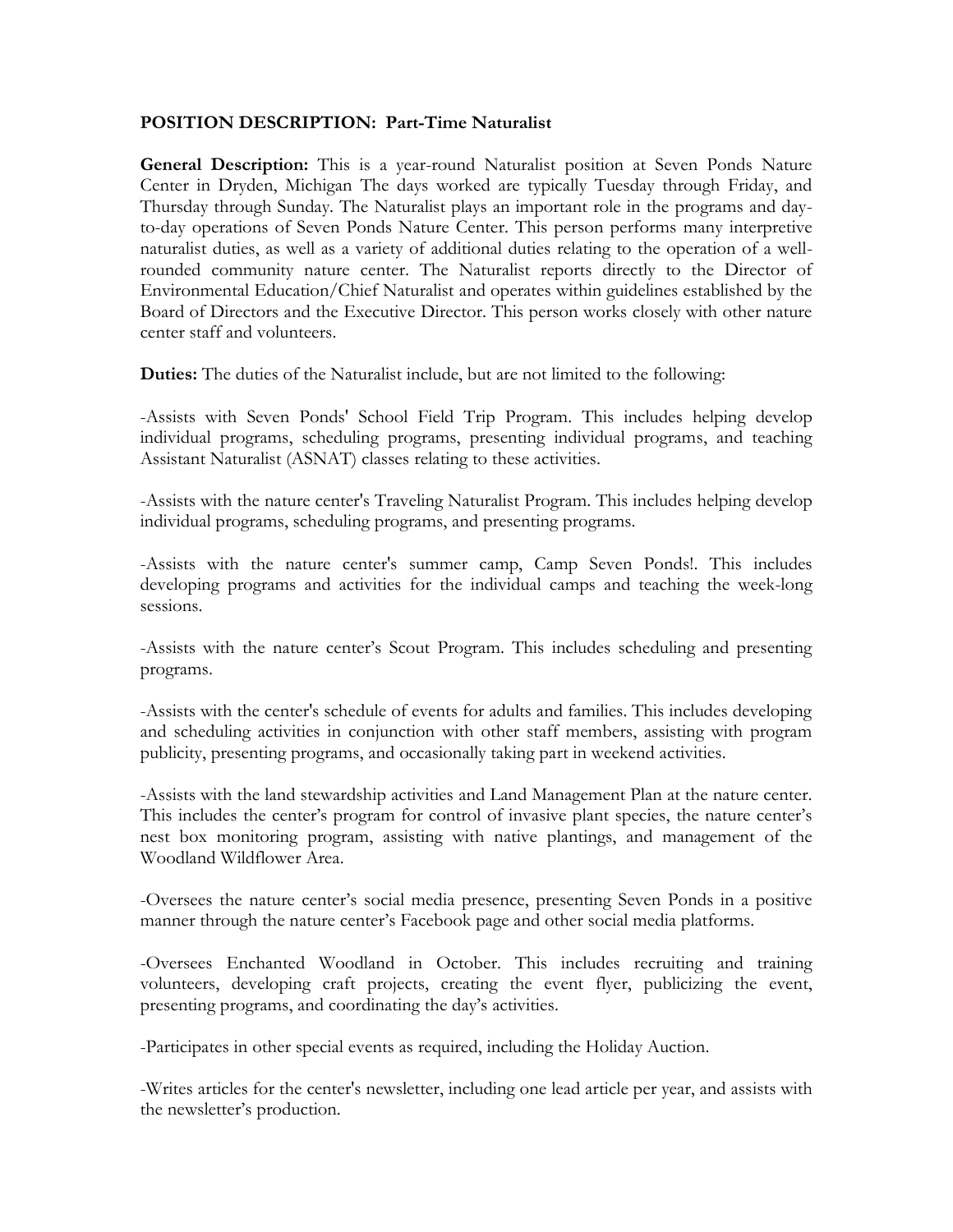**POSITION DESCRIPTION: Part-Time Naturalist**

**General Description:** This is a year-round Naturalist position at Seven Ponds Nature Center in Dryden, Michigan The days worked are typically Tuesday through Friday, and Thursday through Sunday. The Naturalist plays an important role in the programs and day-to-day operations of Seven Ponds Nature Center. This person performs many interpretive naturalist duties, as well as a variety of additional duties relating to the operation of a well-rounded community nature center. The Naturalist reports directly to the Director of Environmental Education/Chief Naturalist and operates within guidelines established by the Board of Directors and the Executive Director. This person works closely with other nature center staff and volunteers.

**Duties:** The duties of the Naturalist include, but are not limited to the following:

-Assists with Seven Ponds' School Field Trip Program. This includes helping develop individual programs, scheduling programs, presenting individual programs, and teaching Assistant Naturalist (ASNAT) classes relating to these activities.

-Assists with the nature center's Traveling Naturalist Program. This includes helping develop individual programs, scheduling programs, and presenting programs.

-Assists with the nature center's summer camp, Camp Seven Ponds!. This includes developing programs and activities for the individual camps and teaching the week-long sessions.

-Assists with the nature center's Scout Program. This includes scheduling and presenting programs.

-Assists with the center's schedule of events for adults and families. This includes developing and scheduling activities in conjunction with other staff members, assisting with program publicity, presenting programs, and occasionally taking part in weekend activities.

-Assists with the land stewardship activities and Land Management Plan at the nature center. This includes the center's program for control of invasive plant species, the nature center's nest box monitoring program, assisting with native plantings, and management of the Woodland Wildflower Area.

-Oversees the nature center's social media presence, presenting Seven Ponds in a positive manner through the nature center's Facebook page and other social media platforms.

-Oversees Enchanted Woodland in October. This includes recruiting and training volunteers, developing craft projects, creating the event flyer, publicizing the event, presenting programs, and coordinating the day's activities.

-Participates in other special events as required, including the Holiday Auction.

-Writes articles for the center's newsletter, including one lead article per year, and assists with the newsletter's production.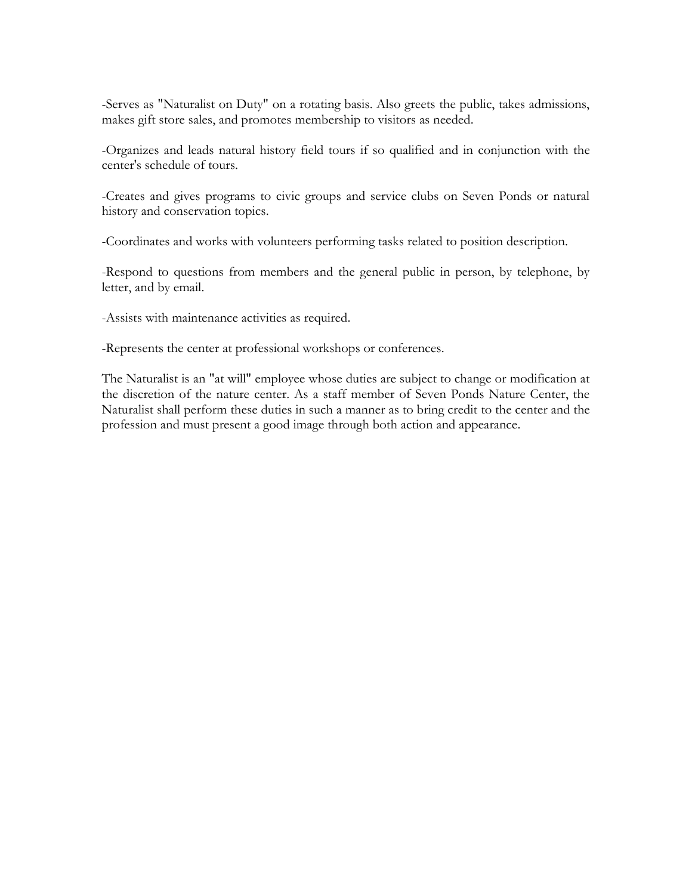-Serves as "Naturalist on Duty" on a rotating basis. Also greets the public, takes admissions, makes gift store sales, and promotes membership to visitors as needed.

-Organizes and leads natural history field tours if so qualified and in conjunction with the center's schedule of tours.

-Creates and gives programs to civic groups and service clubs on Seven Ponds or natural history and conservation topics.

-Coordinates and works with volunteers performing tasks related to position description.

-Respond to questions from members and the general public in person, by telephone, by letter, and by email.

-Assists with maintenance activities as required.

-Represents the center at professional workshops or conferences.

The Naturalist is an "at will" employee whose duties are subject to change or modification at the discretion of the nature center. As a staff member of Seven Ponds Nature Center, the Naturalist shall perform these duties in such a manner as to bring credit to the center and the profession and must present a good image through both action and appearance.